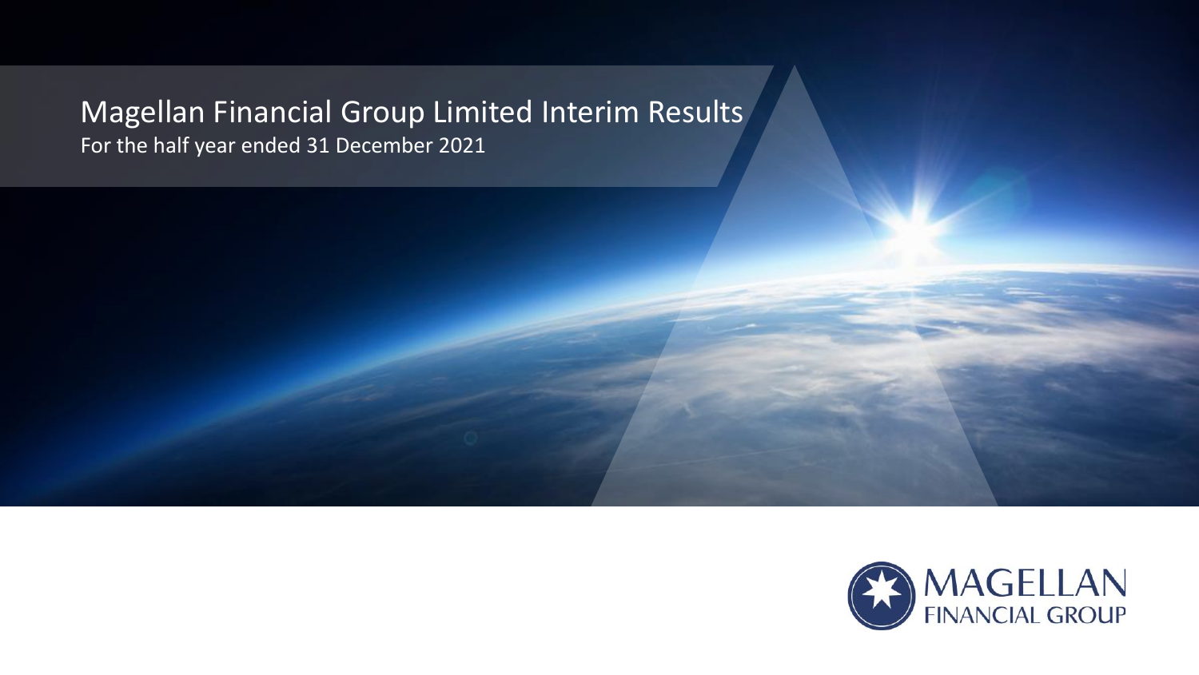# Magellan Financial Group Limited Interim Results

For the half year ended 31 December 2021

MAGELLAN
FINANCIAL GROUP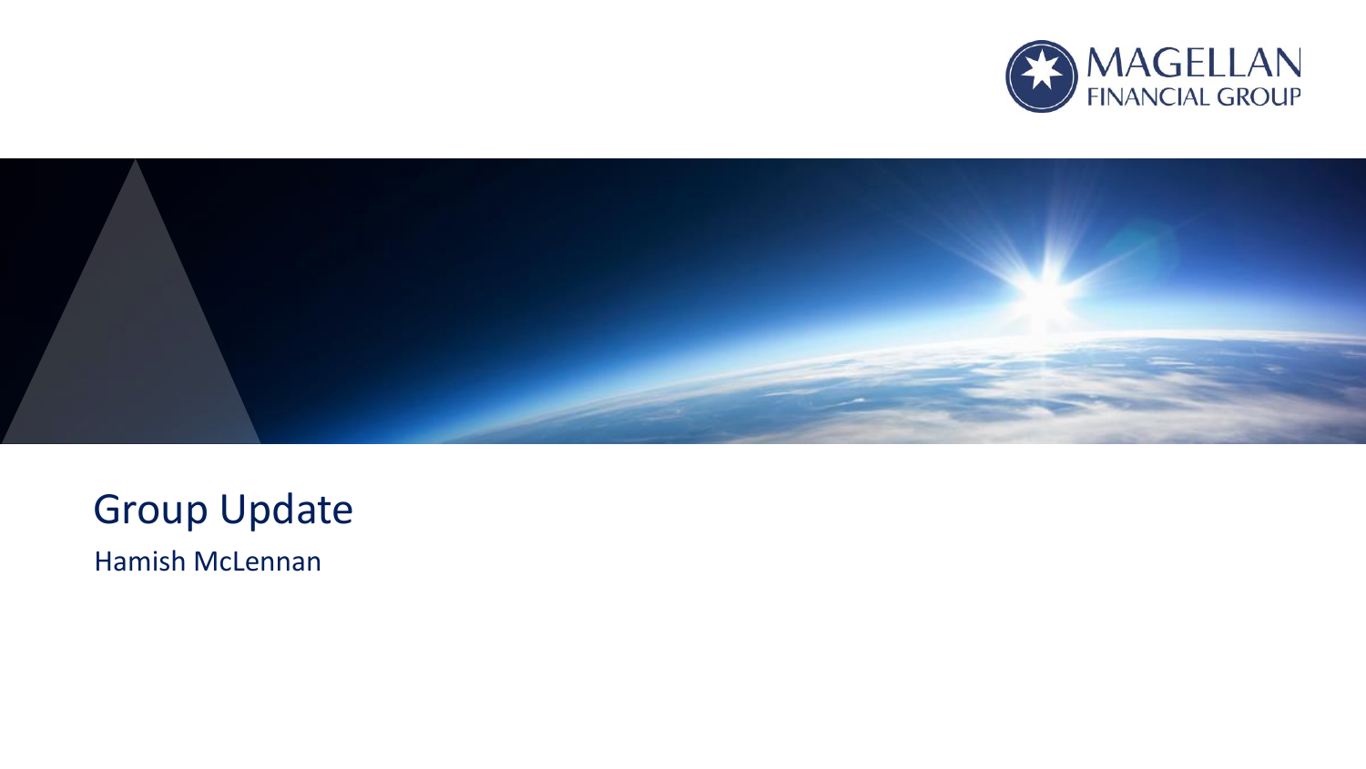MAGELLAN FINANCIAL GROUP

# Group Update

Hamish McLennan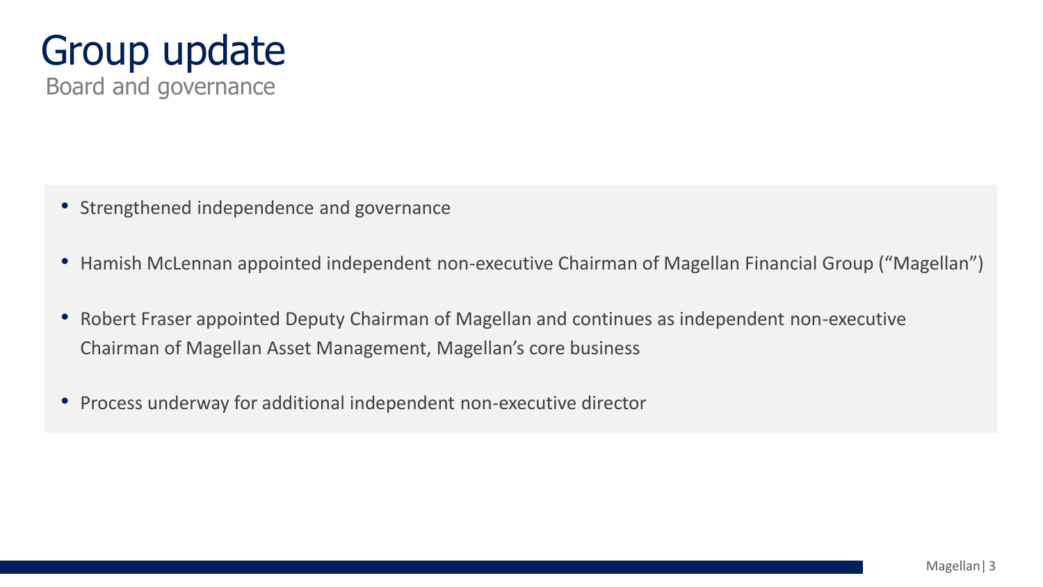# Group update

## Board and governance

- Strengthened independence and governance
- Hamish McLennan appointed independent non-executive Chairman of Magellan Financial Group ("Magellan")
- Robert Fraser appointed Deputy Chairman of Magellan and continues as independent non-executive Chairman of Magellan Asset Management, Magellan's core business
- Process underway for additional independent non-executive director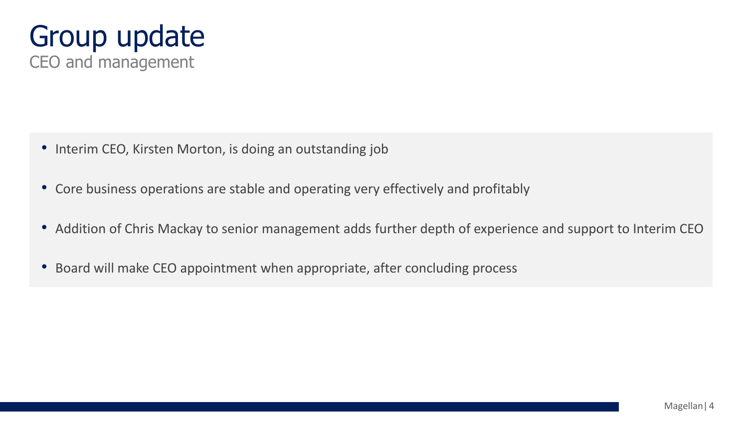# Group update

## CEO and management

- Interim CEO, Kirsten Morton, is doing an outstanding job
- Core business operations are stable and operating very effectively and profitably
- Addition of Chris Mackay to senior management adds further depth of experience and support to Interim CEO
- Board will make CEO appointment when appropriate, after concluding process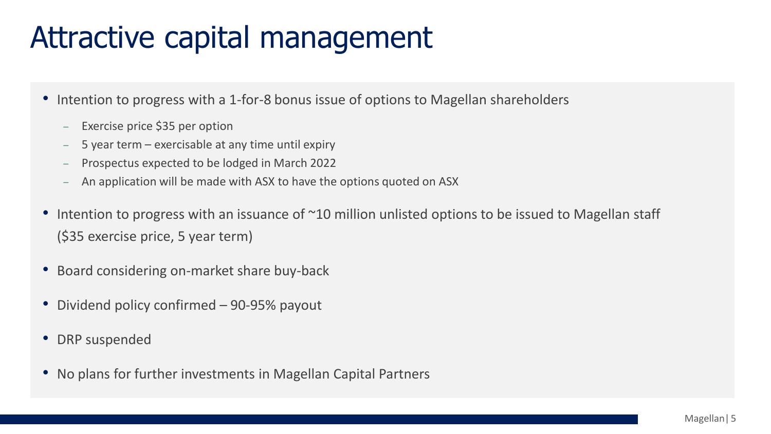# Attractive capital management

- Intention to progress with a 1-for-8 bonus issue of options to Magellan shareholders
  - Exercise price $35 per option
  - 5 year term – exercisable at any time until expiry
  - Prospectus expected to be lodged in March 2022
  - An application will be made with ASX to have the options quoted on ASX
- Intention to progress with an issuance of ~10 million unlisted options to be issued to Magellan staff ($35 exercise price, 5 year term)
- Board considering on-market share buy-back
- Dividend policy confirmed – 90-95% payout
- DRP suspended
- No plans for further investments in Magellan Capital Partners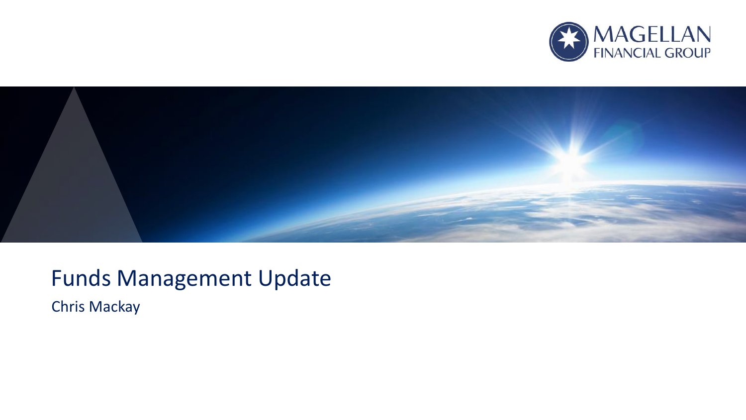# Funds Management Update

Chris Mackay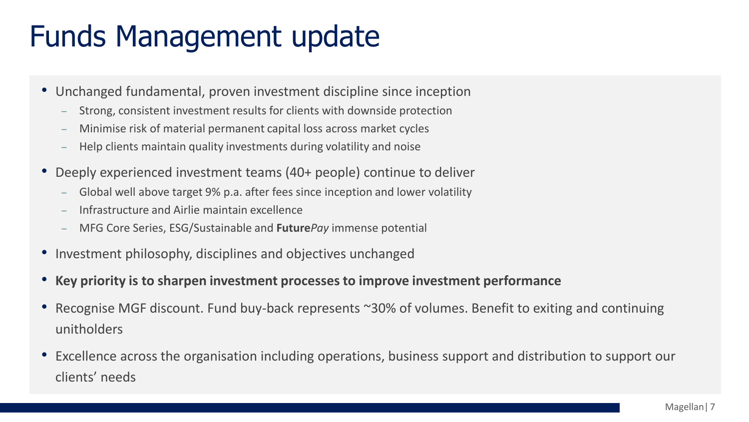# Funds Management update

- Unchanged fundamental, proven investment discipline since inception
  - Strong, consistent investment results for clients with downside protection
  - Minimise risk of material permanent capital loss across market cycles
  - Help clients maintain quality investments during volatility and noise
- Deeply experienced investment teams (40+ people) continue to deliver
  - Global well above target 9% p.a. after fees since inception and lower volatility
  - Infrastructure and Airlie maintain excellence
  - MFG Core Series, ESG/Sustainable and **Future***Pay* immense potential
- Investment philosophy, disciplines and objectives unchanged
- **Key priority is to sharpen investment processes to improve investment performance**
- Recognise MGF discount. Fund buy-back represents ~30% of volumes. Benefit to exiting and continuing unitholders
- Excellence across the organisation including operations, business support and distribution to support our clients' needs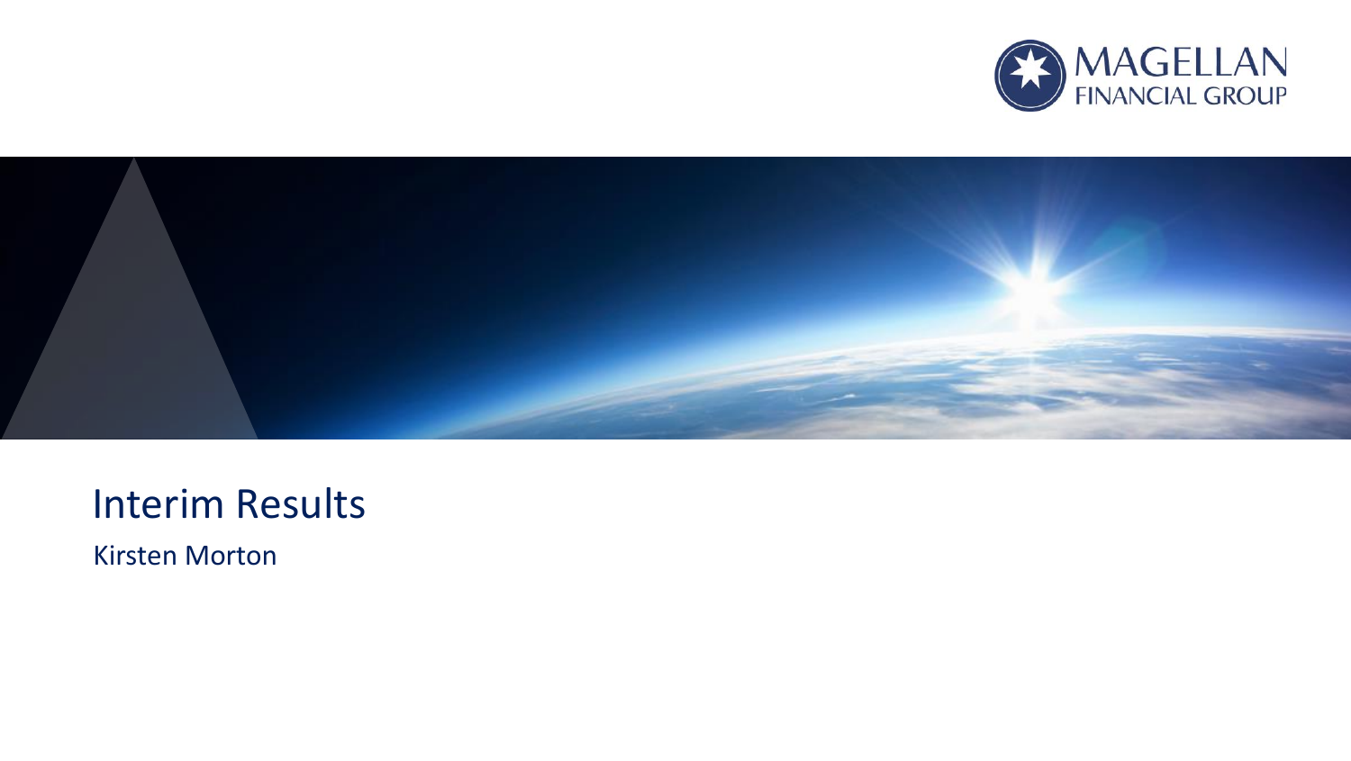# Interim Results

Kirsten Morton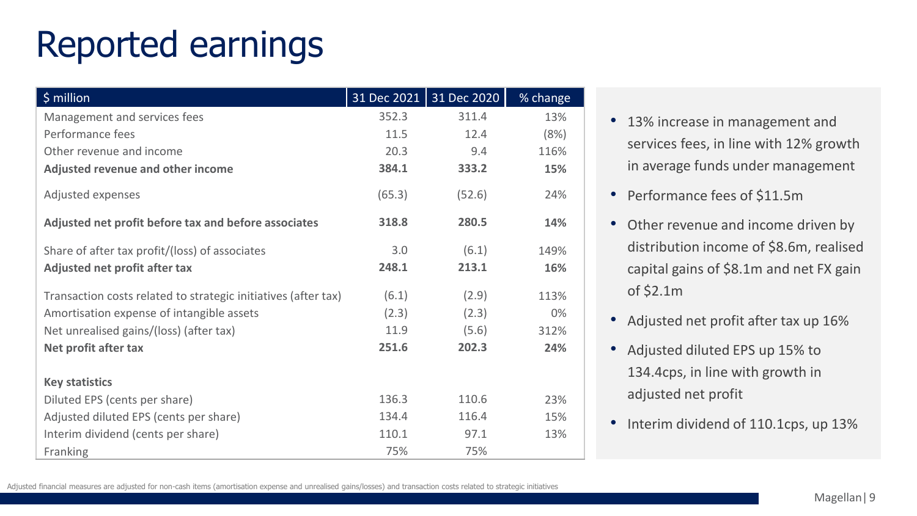# Reported earnings

| $ million | 31 Dec 2021 | 31 Dec 2020 | % change |
|---|---|---|---|
| Management and services fees | 352.3 | 311.4 | 13% |
| Performance fees | 11.5 | 12.4 | (8%) |
| Other revenue and income | 20.3 | 9.4 | 116% |
| **Adjusted revenue and other income** | **384.1** | **333.2** | **15%** |
| Adjusted expenses | (65.3) | (52.6) | 24% |
| **Adjusted net profit before tax and before associates** | **318.8** | **280.5** | **14%** |
| Share of after tax profit/(loss) of associates | 3.0 | (6.1) | 149% |
| **Adjusted net profit after tax** | **248.1** | **213.1** | **16%** |
| Transaction costs related to strategic initiatives (after tax) | (6.1) | (2.9) | 113% |
| Amortisation expense of intangible assets | (2.3) | (2.3) | 0% |
| Net unrealised gains/(loss) (after tax) | 11.9 | (5.6) | 312% |
| **Net profit after tax** | **251.6** | **202.3** | **24%** |
| **Key statistics** | | | |
| Diluted EPS (cents per share) | 136.3 | 110.6 | 23% |
| Adjusted diluted EPS (cents per share) | 134.4 | 116.4 | 15% |
| Interim dividend (cents per share) | 110.1 | 97.1 | 13% |
| Franking | 75% | 75% | |

- 13% increase in management and services fees, in line with 12% growth in average funds under management
- Performance fees of $11.5m
- Other revenue and income driven by distribution income of $8.6m, realised capital gains of $8.1m and net FX gain of $2.1m
- Adjusted net profit after tax up 16%
- Adjusted diluted EPS up 15% to 134.4cps, in line with growth in adjusted net profit
- Interim dividend of 110.1cps, up 13%

Adjusted financial measures are adjusted for non-cash items (amortisation expense and unrealised gains/losses) and transaction costs related to strategic initiatives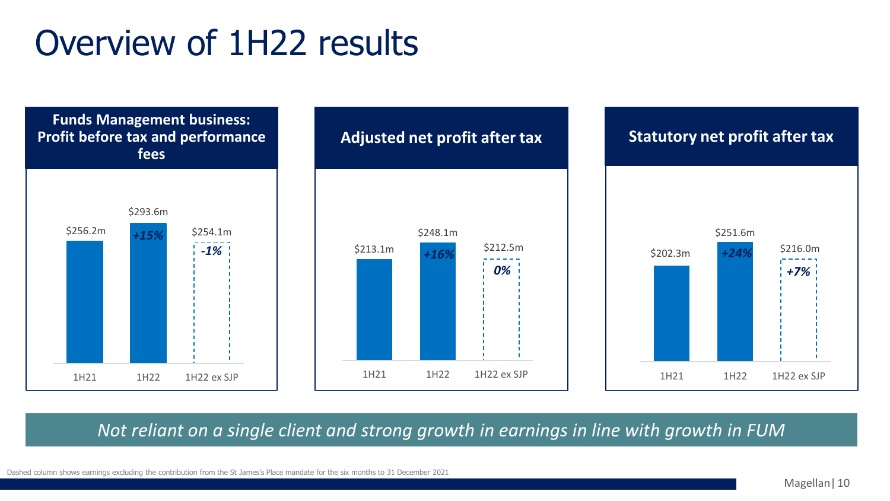# Overview of 1H22 results

## Funds Management business: Profit before tax and performance fees

| | 1H21 | 1H22 | 1H22 ex SJP |
|---|---|---|---|
| Value | $256.2m | $293.6m | $254.1m |
| Change vs 1H21 | | *+15%* | *-1%* |

## Adjusted net profit after tax

| | 1H21 | 1H22 | 1H22 ex SJP |
|---|---|---|---|
| Value | $213.1m | $248.1m | $212.5m |
| Change vs 1H21 | | *+16%* | *0%* |

## Statutory net profit after tax

| | 1H21 | 1H22 | 1H22 ex SJP |
|---|---|---|---|
| Value | $202.3m | $251.6m | $216.0m |
| Change vs 1H21 | | *+24%* | *+7%* |

*Not reliant on a single client and strong growth in earnings in line with growth in FUM*

Dashed column shows earnings excluding the contribution from the St James's Place mandate for the six months to 31 December 2021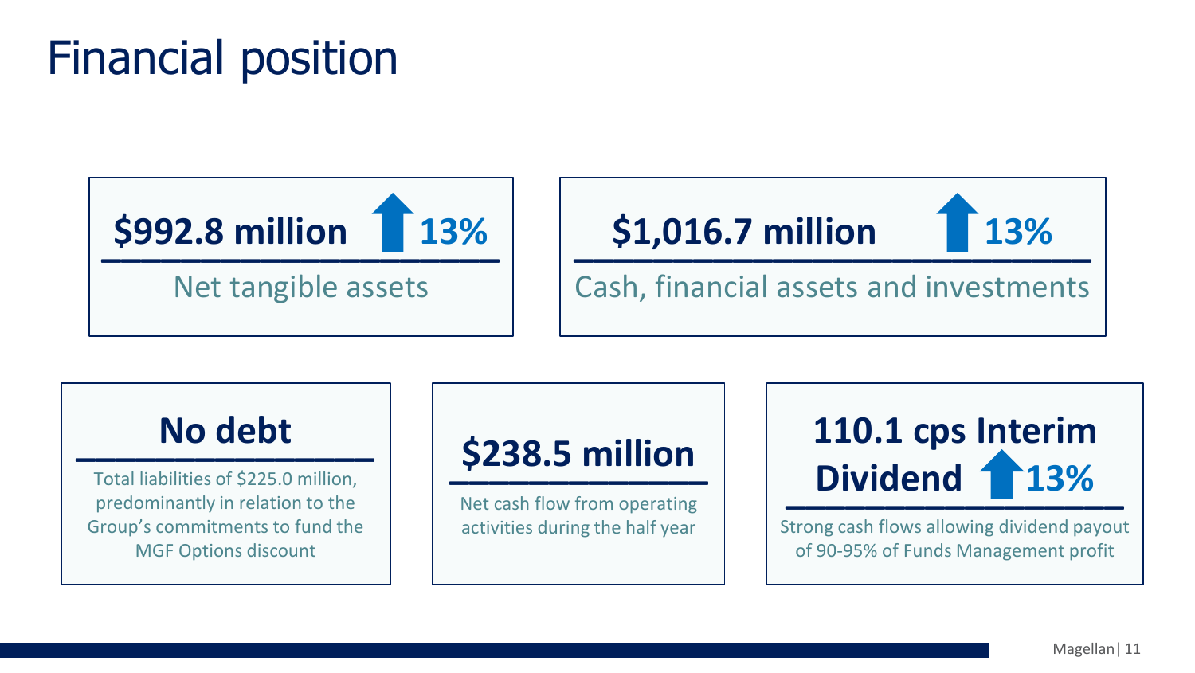# Financial position

**$992.8 million** ↑ **13%**

Net tangible assets

**$1,016.7 million** ↑ **13%**

Cash, financial assets and investments

**No debt**

Total liabilities of $225.0 million, predominantly in relation to the Group's commitments to fund the MGF Options discount

**$238.5 million**

Net cash flow from operating activities during the half year

**110.1 cps Interim Dividend** ↑ **13%**

Strong cash flows allowing dividend payout of 90-95% of Funds Management profit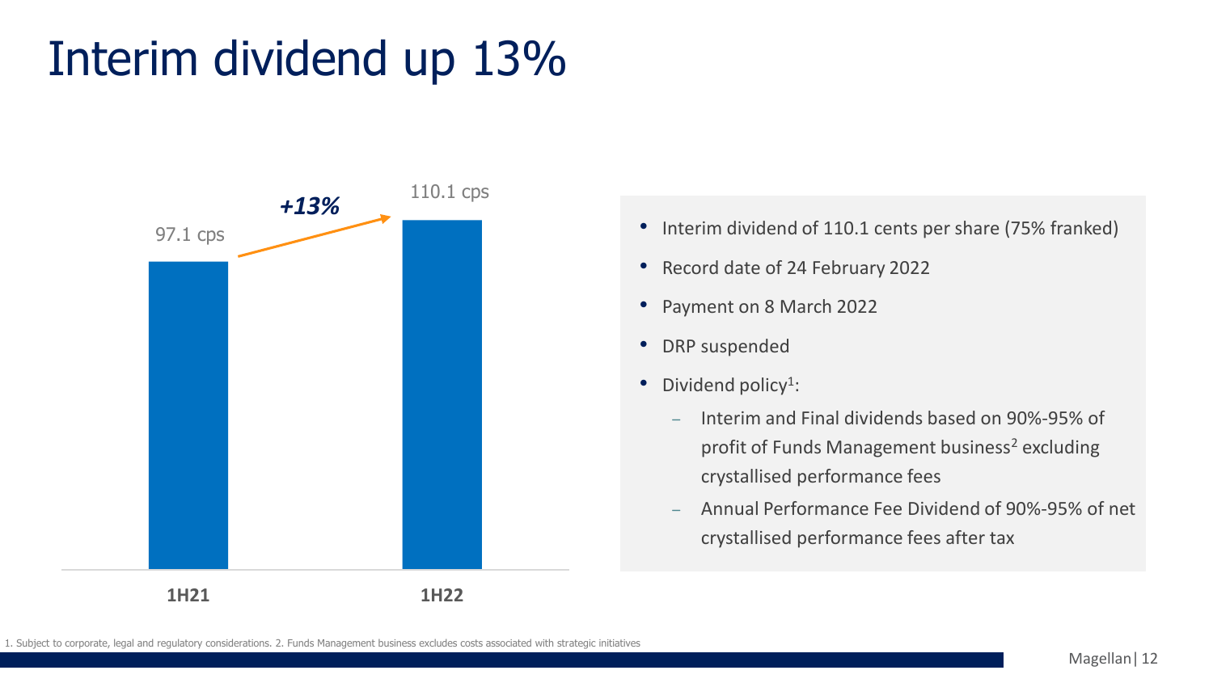# Interim dividend up 13%

| | 1H21 | 1H22 |
|---|---|---|
| Interim dividend | 97.1 cps | 110.1 cps |

*+13%*

- Interim dividend of 110.1 cents per share (75% franked)
- Record date of 24 February 2022
- Payment on 8 March 2022
- DRP suspended
- Dividend policy[1]:
  - Interim and Final dividends based on 90%-95% of profit of Funds Management business[2] excluding crystallised performance fees
  - Annual Performance Fee Dividend of 90%-95% of net crystallised performance fees after tax

1. Subject to corporate, legal and regulatory considerations. 2. Funds Management business excludes costs associated with strategic initiatives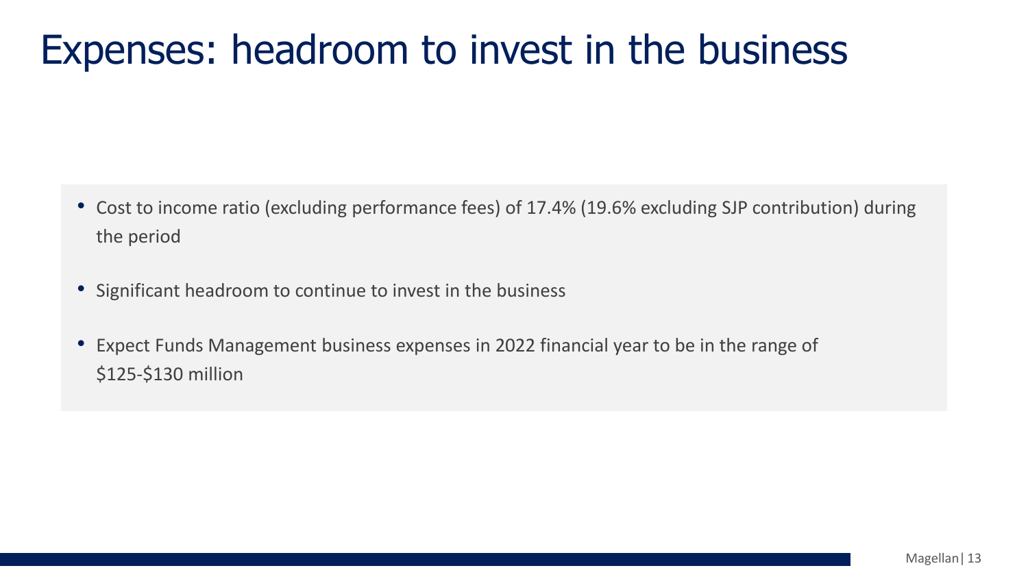# Expenses: headroom to invest in the business

- Cost to income ratio (excluding performance fees) of 17.4% (19.6% excluding SJP contribution) during the period
- Significant headroom to continue to invest in the business
- Expect Funds Management business expenses in 2022 financial year to be in the range of $125-$130 million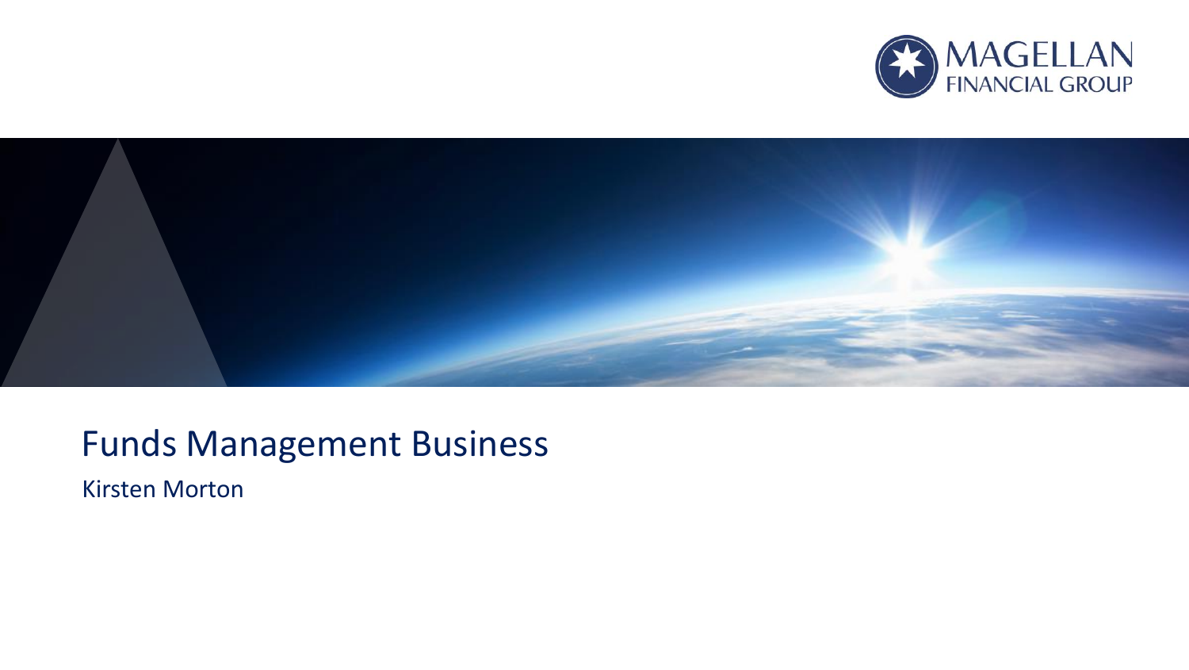# Funds Management Business

Kirsten Morton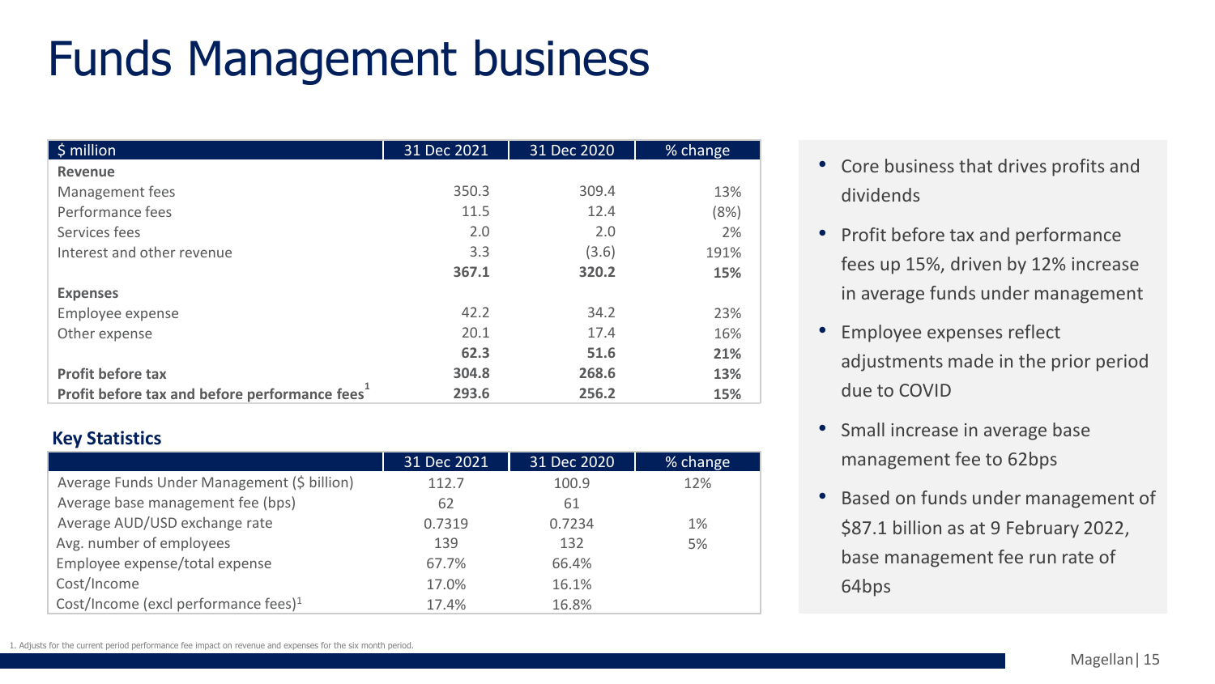# Funds Management business

| $ million | 31 Dec 2021 | 31 Dec 2020 | % change |
|---|---|---|---|
| **Revenue** | | | |
| Management fees | 350.3 | 309.4 | 13% |
| Performance fees | 11.5 | 12.4 | (8%) |
| Services fees | 2.0 | 2.0 | 2% |
| Interest and other revenue | 3.3 | (3.6) | 191% |
| | **367.1** | **320.2** | **15%** |
| **Expenses** | | | |
| Employee expense | 42.2 | 34.2 | 23% |
| Other expense | 20.1 | 17.4 | 16% |
| | **62.3** | **51.6** | **21%** |
| **Profit before tax** | **304.8** | **268.6** | **13%** |
| **Profit before tax and before performance fees[1]** | **293.6** | **256.2** | **15%** |

### Key Statistics

| | 31 Dec 2021 | 31 Dec 2020 | % change |
|---|---|---|---|
| Average Funds Under Management ($ billion) | 112.7 | 100.9 | 12% |
| Average base management fee (bps) | 62 | 61 | |
| Average AUD/USD exchange rate | 0.7319 | 0.7234 | 1% |
| Avg. number of employees | 139 | 132 | 5% |
| Employee expense/total expense | 67.7% | 66.4% | |
| Cost/Income | 17.0% | 16.1% | |
| Cost/Income (excl performance fees)[1] | 17.4% | 16.8% | |

1. Adjusts for the current period performance fee impact on revenue and expenses for the six month period.

- Core business that drives profits and dividends
- Profit before tax and performance fees up 15%, driven by 12% increase in average funds under management
- Employee expenses reflect adjustments made in the prior period due to COVID
- Small increase in average base management fee to 62bps
- Based on funds under management of $87.1 billion as at 9 February 2022, base management fee run rate of 64bps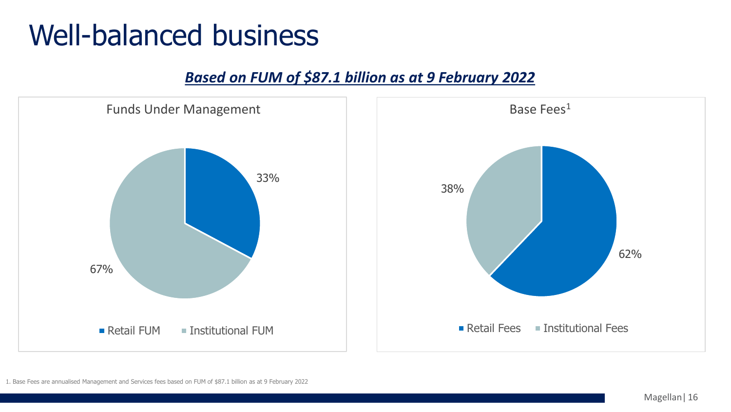# Well-balanced business

***Based on FUM of $87.1 billion as at 9 February 2022***

Funds Under Management

| | |
|---|---|
| Retail FUM | 33% |
| Institutional FUM | 67% |

Base Fees[1]

| | |
|---|---|
| Retail Fees | 62% |
| Institutional Fees | 38% |

1. Base Fees are annualised Management and Services fees based on FUM of $87.1 billion as at 9 February 2022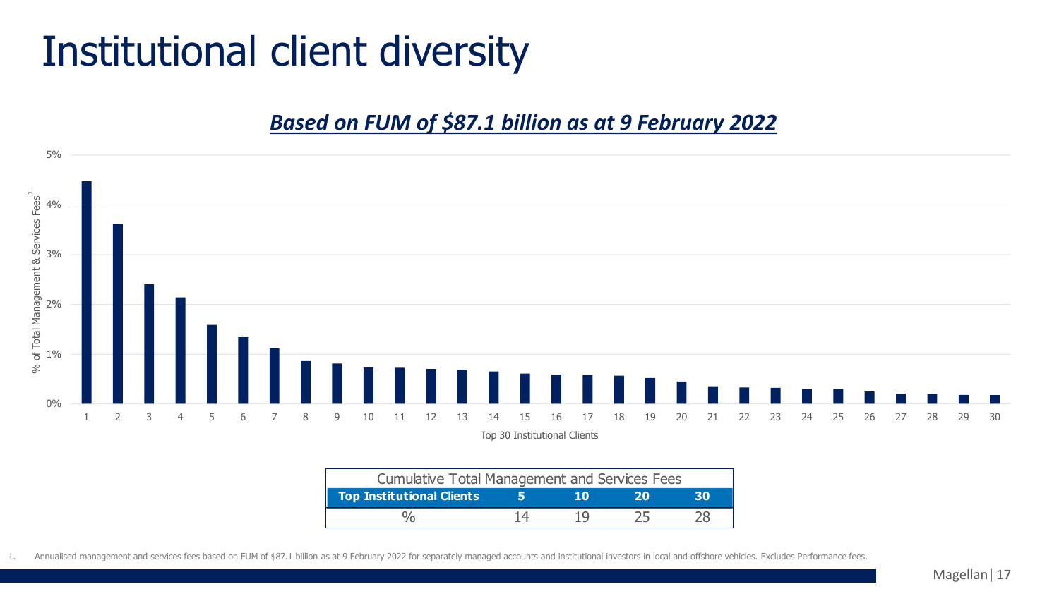# Institutional client diversity

***Based on FUM of $87.1 billion as at 9 February 2022***

| Cumulative Total Management and Services Fees | | | | |
|---|---|---|---|---|
| **Top Institutional Clients** | **5** | **10** | **20** | **30** |
| % | 14 | 19 | 25 | 28 |

1. Annualised management and services fees based on FUM of $87.1 billion as at 9 February 2022 for separately managed accounts and institutional investors in local and offshore vehicles. Excludes Performance fees.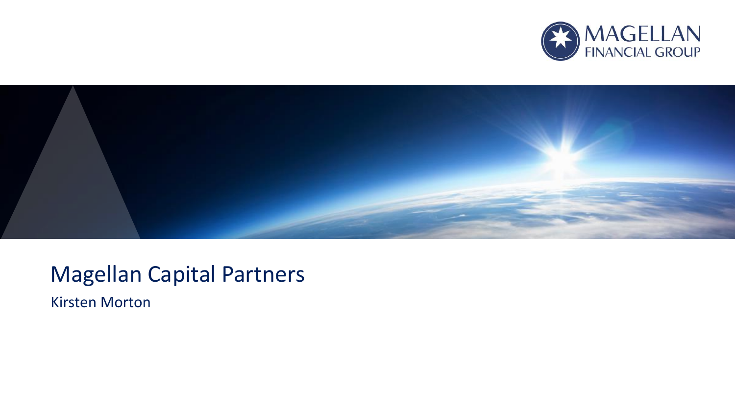# Magellan Capital Partners

Kirsten Morton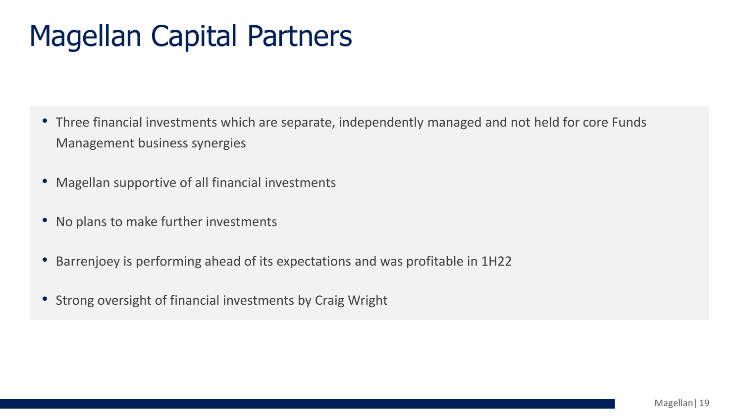# Magellan Capital Partners

- Three financial investments which are separate, independently managed and not held for core Funds Management business synergies
- Magellan supportive of all financial investments
- No plans to make further investments
- Barrenjoey is performing ahead of its expectations and was profitable in 1H22
- Strong oversight of financial investments by Craig Wright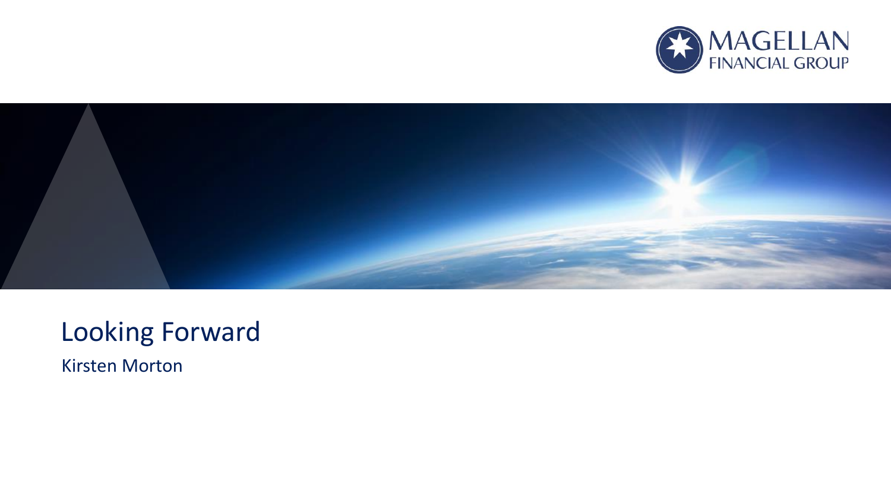# Looking Forward

Kirsten Morton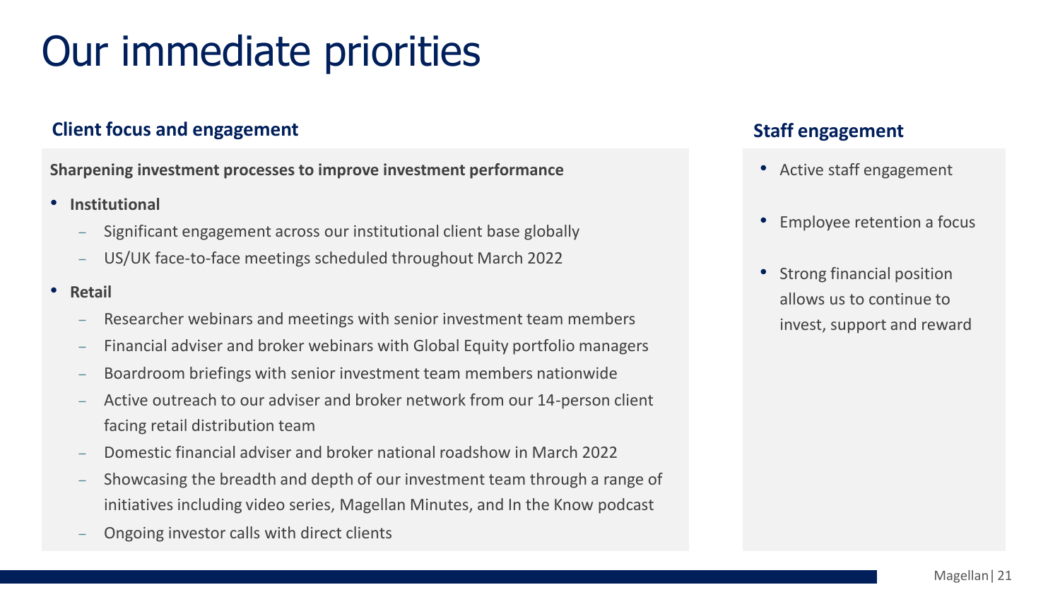# Our immediate priorities

## Client focus and engagement

**Sharpening investment processes to improve investment performance**

- **Institutional**
  - Significant engagement across our institutional client base globally
  - US/UK face-to-face meetings scheduled throughout March 2022
- **Retail**
  - Researcher webinars and meetings with senior investment team members
  - Financial adviser and broker webinars with Global Equity portfolio managers
  - Boardroom briefings with senior investment team members nationwide
  - Active outreach to our adviser and broker network from our 14-person client facing retail distribution team
  - Domestic financial adviser and broker national roadshow in March 2022
  - Showcasing the breadth and depth of our investment team through a range of initiatives including video series, Magellan Minutes, and In the Know podcast
  - Ongoing investor calls with direct clients

## Staff engagement

- Active staff engagement
- Employee retention a focus
- Strong financial position allows us to continue to invest, support and reward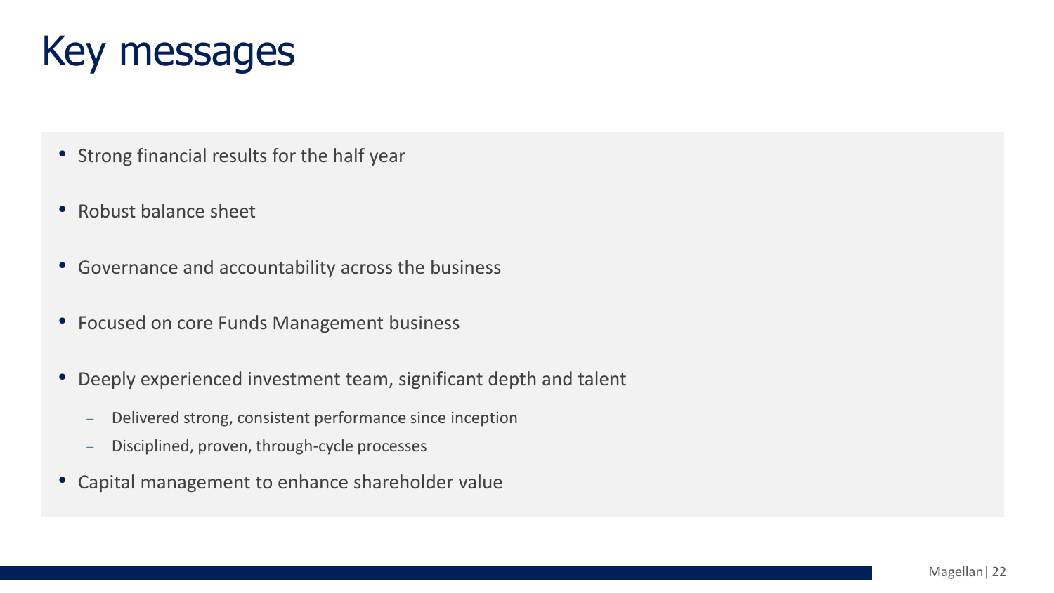# Key messages

- Strong financial results for the half year
- Robust balance sheet
- Governance and accountability across the business
- Focused on core Funds Management business
- Deeply experienced investment team, significant depth and talent
  - Delivered strong, consistent performance since inception
  - Disciplined, proven, through-cycle processes
- Capital management to enhance shareholder value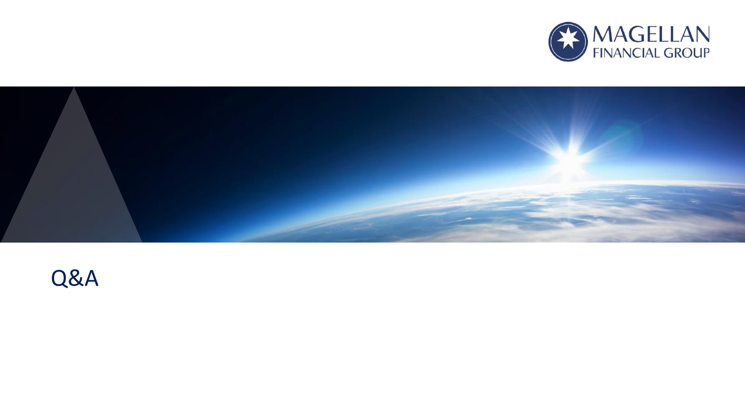# Q&A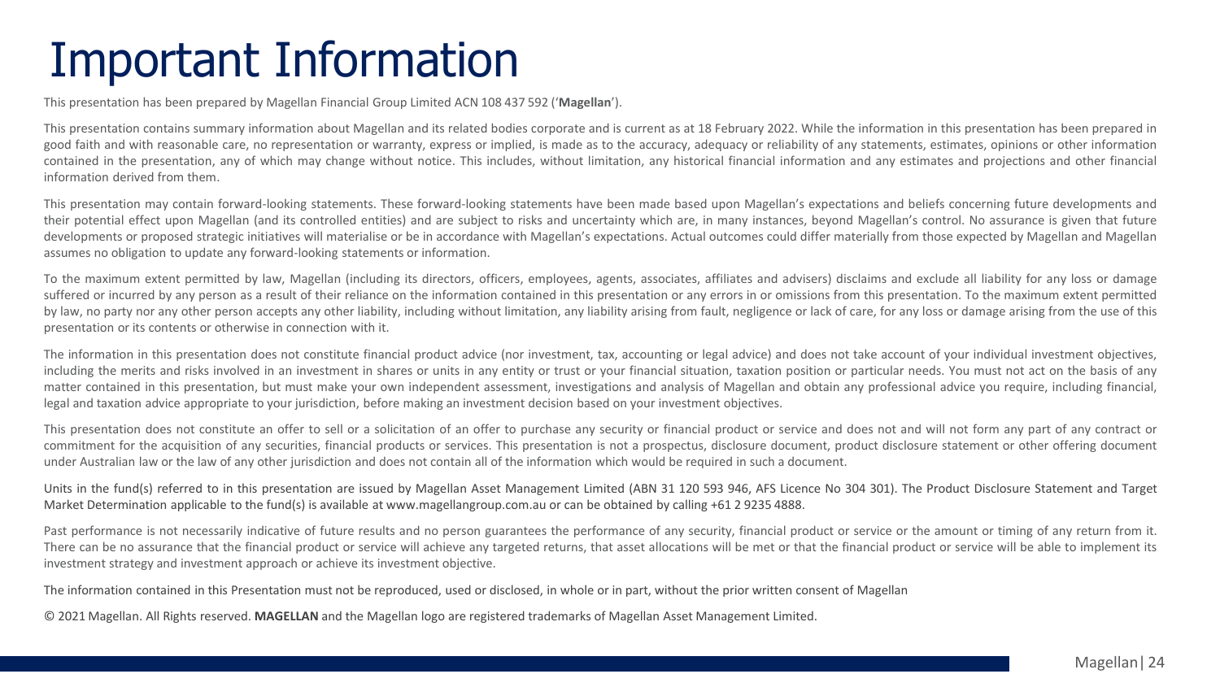# Important Information

This presentation has been prepared by Magellan Financial Group Limited ACN 108 437 592 ('**Magellan**').

This presentation contains summary information about Magellan and its related bodies corporate and is current as at 18 February 2022. While the information in this presentation has been prepared in good faith and with reasonable care, no representation or warranty, express or implied, is made as to the accuracy, adequacy or reliability of any statements, estimates, opinions or other information contained in the presentation, any of which may change without notice. This includes, without limitation, any historical financial information and any estimates and projections and other financial information derived from them.

This presentation may contain forward-looking statements. These forward-looking statements have been made based upon Magellan's expectations and beliefs concerning future developments and their potential effect upon Magellan (and its controlled entities) and are subject to risks and uncertainty which are, in many instances, beyond Magellan's control. No assurance is given that future developments or proposed strategic initiatives will materialise or be in accordance with Magellan's expectations. Actual outcomes could differ materially from those expected by Magellan and Magellan assumes no obligation to update any forward-looking statements or information.

To the maximum extent permitted by law, Magellan (including its directors, officers, employees, agents, associates, affiliates and advisers) disclaims and exclude all liability for any loss or damage suffered or incurred by any person as a result of their reliance on the information contained in this presentation or any errors in or omissions from this presentation. To the maximum extent permitted by law, no party nor any other person accepts any other liability, including without limitation, any liability arising from fault, negligence or lack of care, for any loss or damage arising from the use of this presentation or its contents or otherwise in connection with it.

The information in this presentation does not constitute financial product advice (nor investment, tax, accounting or legal advice) and does not take account of your individual investment objectives, including the merits and risks involved in an investment in shares or units in any entity or trust or your financial situation, taxation position or particular needs. You must not act on the basis of any matter contained in this presentation, but must make your own independent assessment, investigations and analysis of Magellan and obtain any professional advice you require, including financial, legal and taxation advice appropriate to your jurisdiction, before making an investment decision based on your investment objectives.

This presentation does not constitute an offer to sell or a solicitation of an offer to purchase any security or financial product or service and does not and will not form any part of any contract or commitment for the acquisition of any securities, financial products or services. This presentation is not a prospectus, disclosure document, product disclosure statement or other offering document under Australian law or the law of any other jurisdiction and does not contain all of the information which would be required in such a document.

Units in the fund(s) referred to in this presentation are issued by Magellan Asset Management Limited (ABN 31 120 593 946, AFS Licence No 304 301). The Product Disclosure Statement and Target Market Determination applicable to the fund(s) is available at www.magellangroup.com.au or can be obtained by calling +61 2 9235 4888.

Past performance is not necessarily indicative of future results and no person guarantees the performance of any security, financial product or service or the amount or timing of any return from it. There can be no assurance that the financial product or service will achieve any targeted returns, that asset allocations will be met or that the financial product or service will be able to implement its investment strategy and investment approach or achieve its investment objective.

The information contained in this Presentation must not be reproduced, used or disclosed, in whole or in part, without the prior written consent of Magellan

© 2021 Magellan. All Rights reserved. **MAGELLAN** and the Magellan logo are registered trademarks of Magellan Asset Management Limited.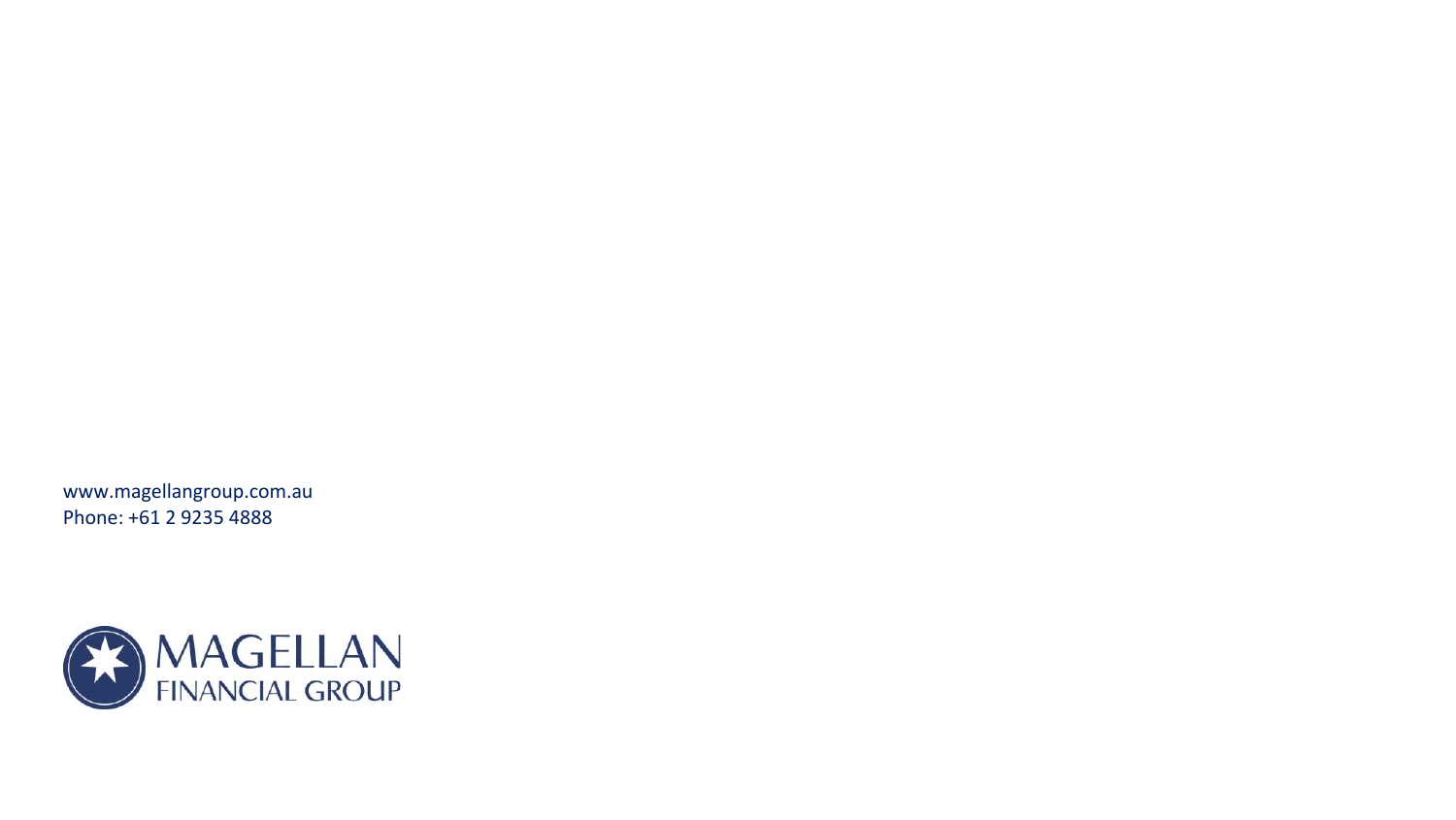www.magellangroup.com.au
Phone: +61 2 9235 4888

MAGELLAN
FINANCIAL GROUP